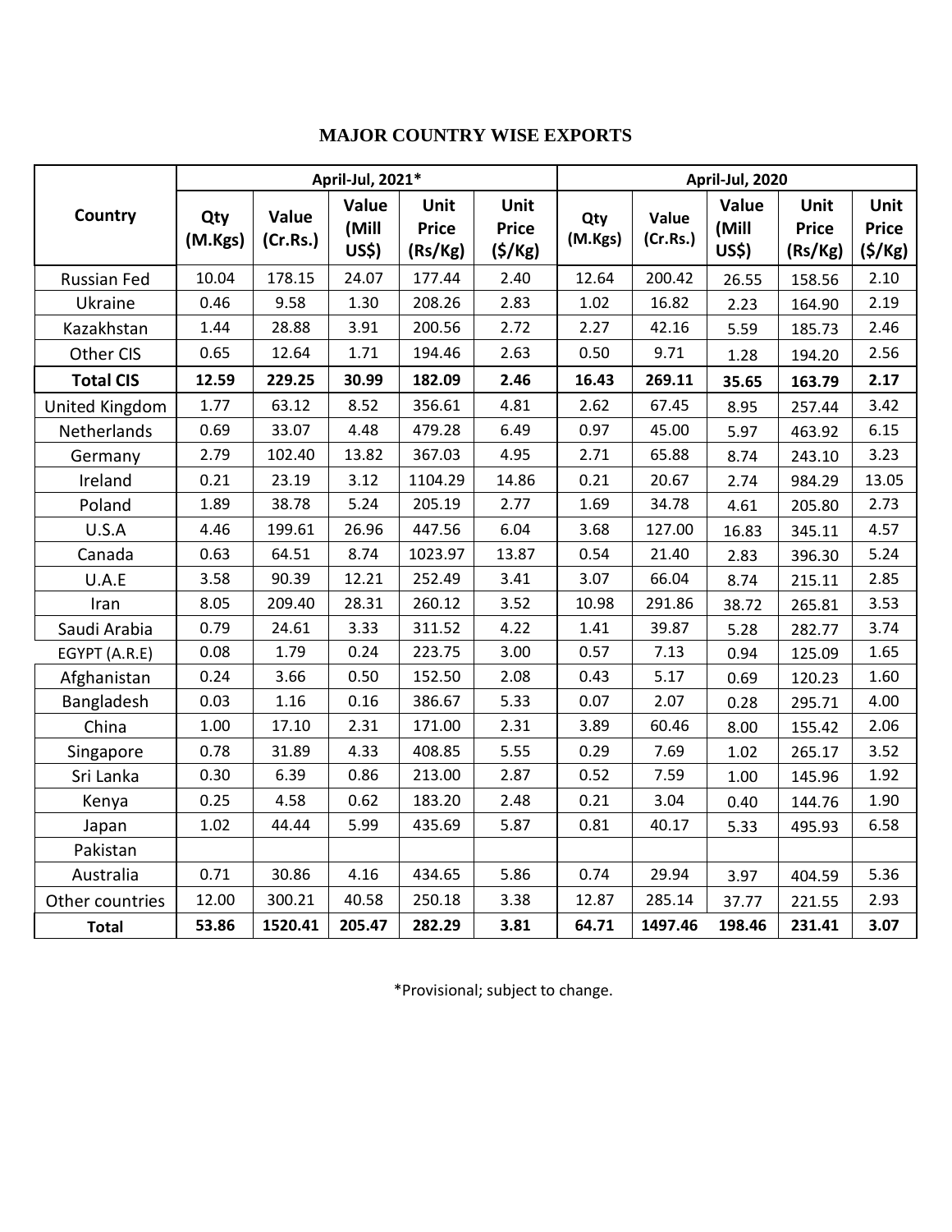# MAJOR COUNTRY WISE EXPORTS

| Country | April-Jul, 2021* | | | | | April-Jul, 2020 | | | | |
|---|---|---|---|---|---|---|---|---|---|---|
| | Qty (M.Kgs) | Value (Cr.Rs.) | Value (Mill US$) | Unit Price (Rs/Kg) | Unit Price ($/Kg) | Qty (M.Kgs) | Value (Cr.Rs.) | Value (Mill US$) | Unit Price (Rs/Kg) | Unit Price ($/Kg) |
| Russian Fed | 10.04 | 178.15 | 24.07 | 177.44 | 2.40 | 12.64 | 200.42 | 26.55 | 158.56 | 2.10 |
| Ukraine | 0.46 | 9.58 | 1.30 | 208.26 | 2.83 | 1.02 | 16.82 | 2.23 | 164.90 | 2.19 |
| Kazakhstan | 1.44 | 28.88 | 3.91 | 200.56 | 2.72 | 2.27 | 42.16 | 5.59 | 185.73 | 2.46 |
| Other CIS | 0.65 | 12.64 | 1.71 | 194.46 | 2.63 | 0.50 | 9.71 | 1.28 | 194.20 | 2.56 |
| **Total CIS** | **12.59** | **229.25** | **30.99** | **182.09** | **2.46** | **16.43** | **269.11** | **35.65** | **163.79** | **2.17** |
| United Kingdom | 1.77 | 63.12 | 8.52 | 356.61 | 4.81 | 2.62 | 67.45 | 8.95 | 257.44 | 3.42 |
| Netherlands | 0.69 | 33.07 | 4.48 | 479.28 | 6.49 | 0.97 | 45.00 | 5.97 | 463.92 | 6.15 |
| Germany | 2.79 | 102.40 | 13.82 | 367.03 | 4.95 | 2.71 | 65.88 | 8.74 | 243.10 | 3.23 |
| Ireland | 0.21 | 23.19 | 3.12 | 1104.29 | 14.86 | 0.21 | 20.67 | 2.74 | 984.29 | 13.05 |
| Poland | 1.89 | 38.78 | 5.24 | 205.19 | 2.77 | 1.69 | 34.78 | 4.61 | 205.80 | 2.73 |
| U.S.A | 4.46 | 199.61 | 26.96 | 447.56 | 6.04 | 3.68 | 127.00 | 16.83 | 345.11 | 4.57 |
| Canada | 0.63 | 64.51 | 8.74 | 1023.97 | 13.87 | 0.54 | 21.40 | 2.83 | 396.30 | 5.24 |
| U.A.E | 3.58 | 90.39 | 12.21 | 252.49 | 3.41 | 3.07 | 66.04 | 8.74 | 215.11 | 2.85 |
| Iran | 8.05 | 209.40 | 28.31 | 260.12 | 3.52 | 10.98 | 291.86 | 38.72 | 265.81 | 3.53 |
| Saudi Arabia | 0.79 | 24.61 | 3.33 | 311.52 | 4.22 | 1.41 | 39.87 | 5.28 | 282.77 | 3.74 |
| EGYPT (A.R.E) | 0.08 | 1.79 | 0.24 | 223.75 | 3.00 | 0.57 | 7.13 | 0.94 | 125.09 | 1.65 |
| Afghanistan | 0.24 | 3.66 | 0.50 | 152.50 | 2.08 | 0.43 | 5.17 | 0.69 | 120.23 | 1.60 |
| Bangladesh | 0.03 | 1.16 | 0.16 | 386.67 | 5.33 | 0.07 | 2.07 | 0.28 | 295.71 | 4.00 |
| China | 1.00 | 17.10 | 2.31 | 171.00 | 2.31 | 3.89 | 60.46 | 8.00 | 155.42 | 2.06 |
| Singapore | 0.78 | 31.89 | 4.33 | 408.85 | 5.55 | 0.29 | 7.69 | 1.02 | 265.17 | 3.52 |
| Sri Lanka | 0.30 | 6.39 | 0.86 | 213.00 | 2.87 | 0.52 | 7.59 | 1.00 | 145.96 | 1.92 |
| Kenya | 0.25 | 4.58 | 0.62 | 183.20 | 2.48 | 0.21 | 3.04 | 0.40 | 144.76 | 1.90 |
| Japan | 1.02 | 44.44 | 5.99 | 435.69 | 5.87 | 0.81 | 40.17 | 5.33 | 495.93 | 6.58 |
| Pakistan | | | | | | | | | | |
| Australia | 0.71 | 30.86 | 4.16 | 434.65 | 5.86 | 0.74 | 29.94 | 3.97 | 404.59 | 5.36 |
| Other countries | 12.00 | 300.21 | 40.58 | 250.18 | 3.38 | 12.87 | 285.14 | 37.77 | 221.55 | 2.93 |
| **Total** | **53.86** | **1520.41** | **205.47** | **282.29** | **3.81** | **64.71** | **1497.46** | **198.46** | **231.41** | **3.07** |

*Provisional; subject to change.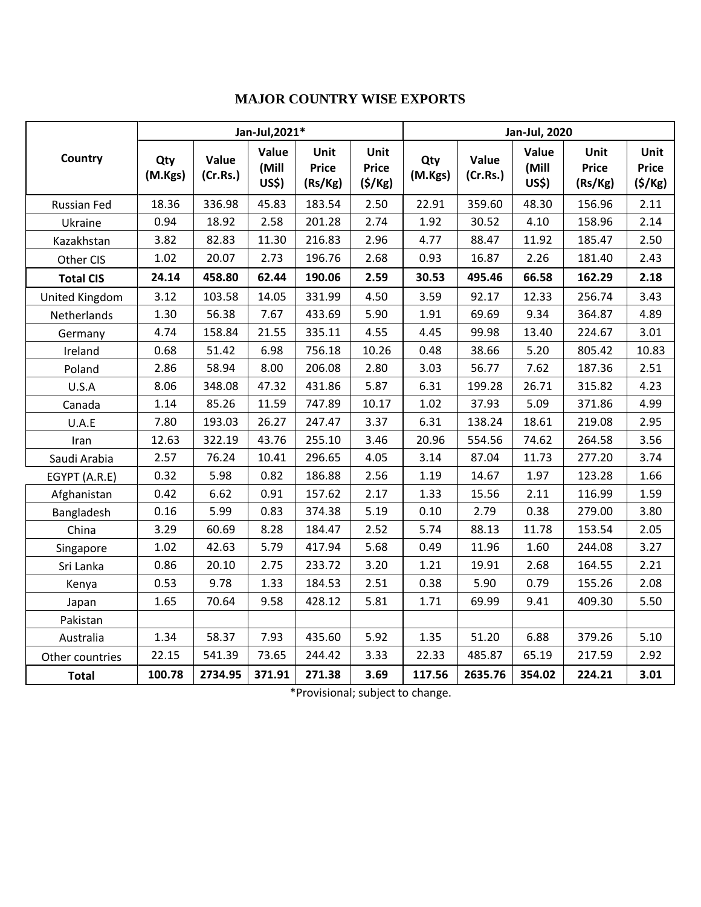# MAJOR COUNTRY WISE EXPORTS

| Country | Jan-Jul,2021* | | | | | Jan-Jul, 2020 | | | | |
|---|---|---|---|---|---|---|---|---|---|---|
| | Qty (M.Kgs) | Value (Cr.Rs.) | Value (Mill US$) | Unit Price (Rs/Kg) | Unit Price ($/Kg) | Qty (M.Kgs) | Value (Cr.Rs.) | Value (Mill US$) | Unit Price (Rs/Kg) | Unit Price ($/Kg) |
| Russian Fed | 18.36 | 336.98 | 45.83 | 183.54 | 2.50 | 22.91 | 359.60 | 48.30 | 156.96 | 2.11 |
| Ukraine | 0.94 | 18.92 | 2.58 | 201.28 | 2.74 | 1.92 | 30.52 | 4.10 | 158.96 | 2.14 |
| Kazakhstan | 3.82 | 82.83 | 11.30 | 216.83 | 2.96 | 4.77 | 88.47 | 11.92 | 185.47 | 2.50 |
| Other CIS | 1.02 | 20.07 | 2.73 | 196.76 | 2.68 | 0.93 | 16.87 | 2.26 | 181.40 | 2.43 |
| **Total CIS** | **24.14** | **458.80** | **62.44** | **190.06** | **2.59** | **30.53** | **495.46** | **66.58** | **162.29** | **2.18** |
| United Kingdom | 3.12 | 103.58 | 14.05 | 331.99 | 4.50 | 3.59 | 92.17 | 12.33 | 256.74 | 3.43 |
| Netherlands | 1.30 | 56.38 | 7.67 | 433.69 | 5.90 | 1.91 | 69.69 | 9.34 | 364.87 | 4.89 |
| Germany | 4.74 | 158.84 | 21.55 | 335.11 | 4.55 | 4.45 | 99.98 | 13.40 | 224.67 | 3.01 |
| Ireland | 0.68 | 51.42 | 6.98 | 756.18 | 10.26 | 0.48 | 38.66 | 5.20 | 805.42 | 10.83 |
| Poland | 2.86 | 58.94 | 8.00 | 206.08 | 2.80 | 3.03 | 56.77 | 7.62 | 187.36 | 2.51 |
| U.S.A | 8.06 | 348.08 | 47.32 | 431.86 | 5.87 | 6.31 | 199.28 | 26.71 | 315.82 | 4.23 |
| Canada | 1.14 | 85.26 | 11.59 | 747.89 | 10.17 | 1.02 | 37.93 | 5.09 | 371.86 | 4.99 |
| U.A.E | 7.80 | 193.03 | 26.27 | 247.47 | 3.37 | 6.31 | 138.24 | 18.61 | 219.08 | 2.95 |
| Iran | 12.63 | 322.19 | 43.76 | 255.10 | 3.46 | 20.96 | 554.56 | 74.62 | 264.58 | 3.56 |
| Saudi Arabia | 2.57 | 76.24 | 10.41 | 296.65 | 4.05 | 3.14 | 87.04 | 11.73 | 277.20 | 3.74 |
| EGYPT (A.R.E) | 0.32 | 5.98 | 0.82 | 186.88 | 2.56 | 1.19 | 14.67 | 1.97 | 123.28 | 1.66 |
| Afghanistan | 0.42 | 6.62 | 0.91 | 157.62 | 2.17 | 1.33 | 15.56 | 2.11 | 116.99 | 1.59 |
| Bangladesh | 0.16 | 5.99 | 0.83 | 374.38 | 5.19 | 0.10 | 2.79 | 0.38 | 279.00 | 3.80 |
| China | 3.29 | 60.69 | 8.28 | 184.47 | 2.52 | 5.74 | 88.13 | 11.78 | 153.54 | 2.05 |
| Singapore | 1.02 | 42.63 | 5.79 | 417.94 | 5.68 | 0.49 | 11.96 | 1.60 | 244.08 | 3.27 |
| Sri Lanka | 0.86 | 20.10 | 2.75 | 233.72 | 3.20 | 1.21 | 19.91 | 2.68 | 164.55 | 2.21 |
| Kenya | 0.53 | 9.78 | 1.33 | 184.53 | 2.51 | 0.38 | 5.90 | 0.79 | 155.26 | 2.08 |
| Japan | 1.65 | 70.64 | 9.58 | 428.12 | 5.81 | 1.71 | 69.99 | 9.41 | 409.30 | 5.50 |
| Pakistan | | | | | | | | | | |
| Australia | 1.34 | 58.37 | 7.93 | 435.60 | 5.92 | 1.35 | 51.20 | 6.88 | 379.26 | 5.10 |
| Other countries | 22.15 | 541.39 | 73.65 | 244.42 | 3.33 | 22.33 | 485.87 | 65.19 | 217.59 | 2.92 |
| **Total** | **100.78** | **2734.95** | **371.91** | **271.38** | **3.69** | **117.56** | **2635.76** | **354.02** | **224.21** | **3.01** |

*Provisional; subject to change.